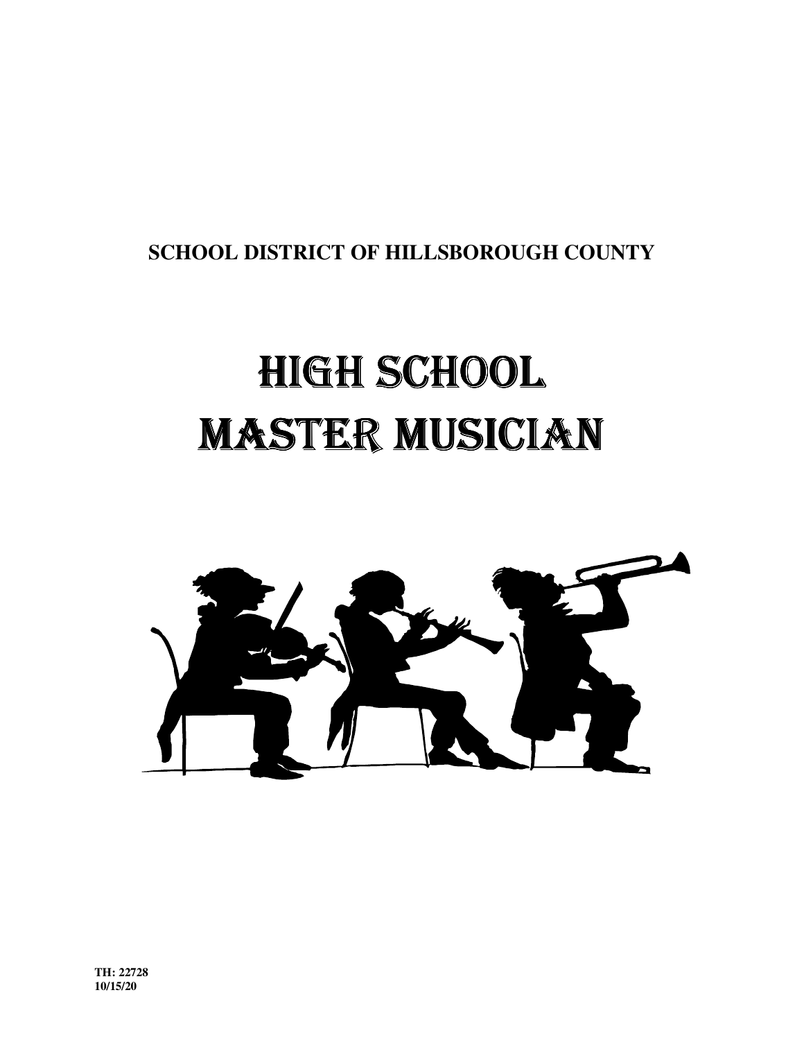**SCHOOL DISTRICT OF HILLSBOROUGH COUNTY**

# HIGH SCHOOL MASTER MUSICIAN

**TH: 22728**
**10/15/20**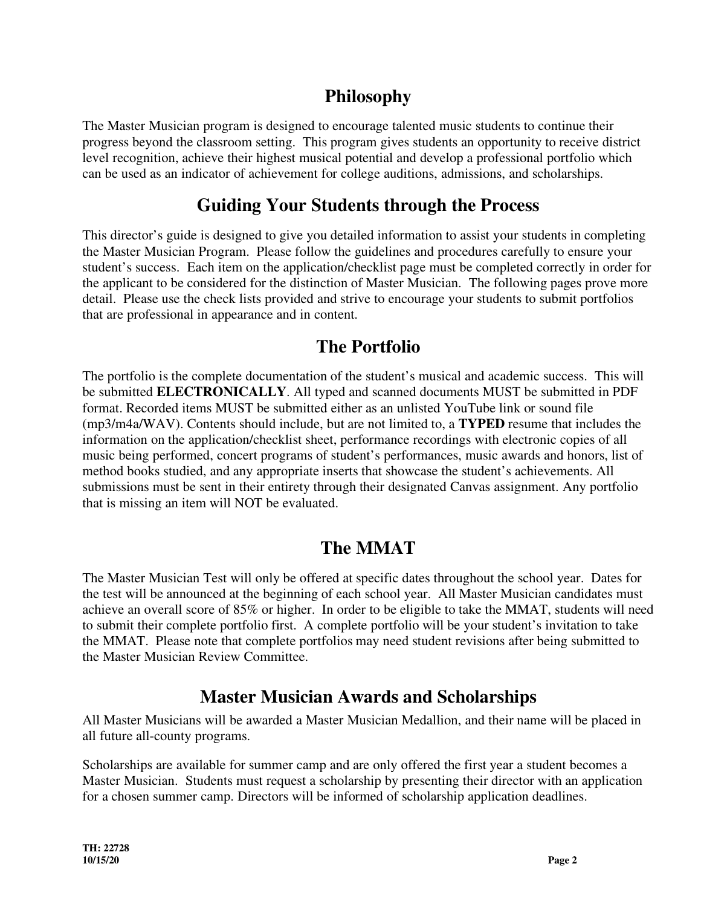## Philosophy

The Master Musician program is designed to encourage talented music students to continue their progress beyond the classroom setting. This program gives students an opportunity to receive district level recognition, achieve their highest musical potential and develop a professional portfolio which can be used as an indicator of achievement for college auditions, admissions, and scholarships.

## Guiding Your Students through the Process

This director's guide is designed to give you detailed information to assist your students in completing the Master Musician Program. Please follow the guidelines and procedures carefully to ensure your student's success. Each item on the application/checklist page must be completed correctly in order for the applicant to be considered for the distinction of Master Musician. The following pages prove more detail. Please use the check lists provided and strive to encourage your students to submit portfolios that are professional in appearance and in content.

## The Portfolio

The portfolio is the complete documentation of the student's musical and academic success. This will be submitted **ELECTRONICALLY**. All typed and scanned documents MUST be submitted in PDF format. Recorded items MUST be submitted either as an unlisted YouTube link or sound file (mp3/m4a/WAV). Contents should include, but are not limited to, a **TYPED** resume that includes the information on the application/checklist sheet, performance recordings with electronic copies of all music being performed, concert programs of student's performances, music awards and honors, list of method books studied, and any appropriate inserts that showcase the student's achievements. All submissions must be sent in their entirety through their designated Canvas assignment. Any portfolio that is missing an item will NOT be evaluated.

## The MMAT

The Master Musician Test will only be offered at specific dates throughout the school year. Dates for the test will be announced at the beginning of each school year. All Master Musician candidates must achieve an overall score of 85% or higher. In order to be eligible to take the MMAT, students will need to submit their complete portfolio first. A complete portfolio will be your student's invitation to take the MMAT. Please note that complete portfolios may need student revisions after being submitted to the Master Musician Review Committee.

## Master Musician Awards and Scholarships

All Master Musicians will be awarded a Master Musician Medallion, and their name will be placed in all future all-county programs.

Scholarships are available for summer camp and are only offered the first year a student becomes a Master Musician. Students must request a scholarship by presenting their director with an application for a chosen summer camp. Directors will be informed of scholarship application deadlines.

**TH: 22728**
**10/15/20**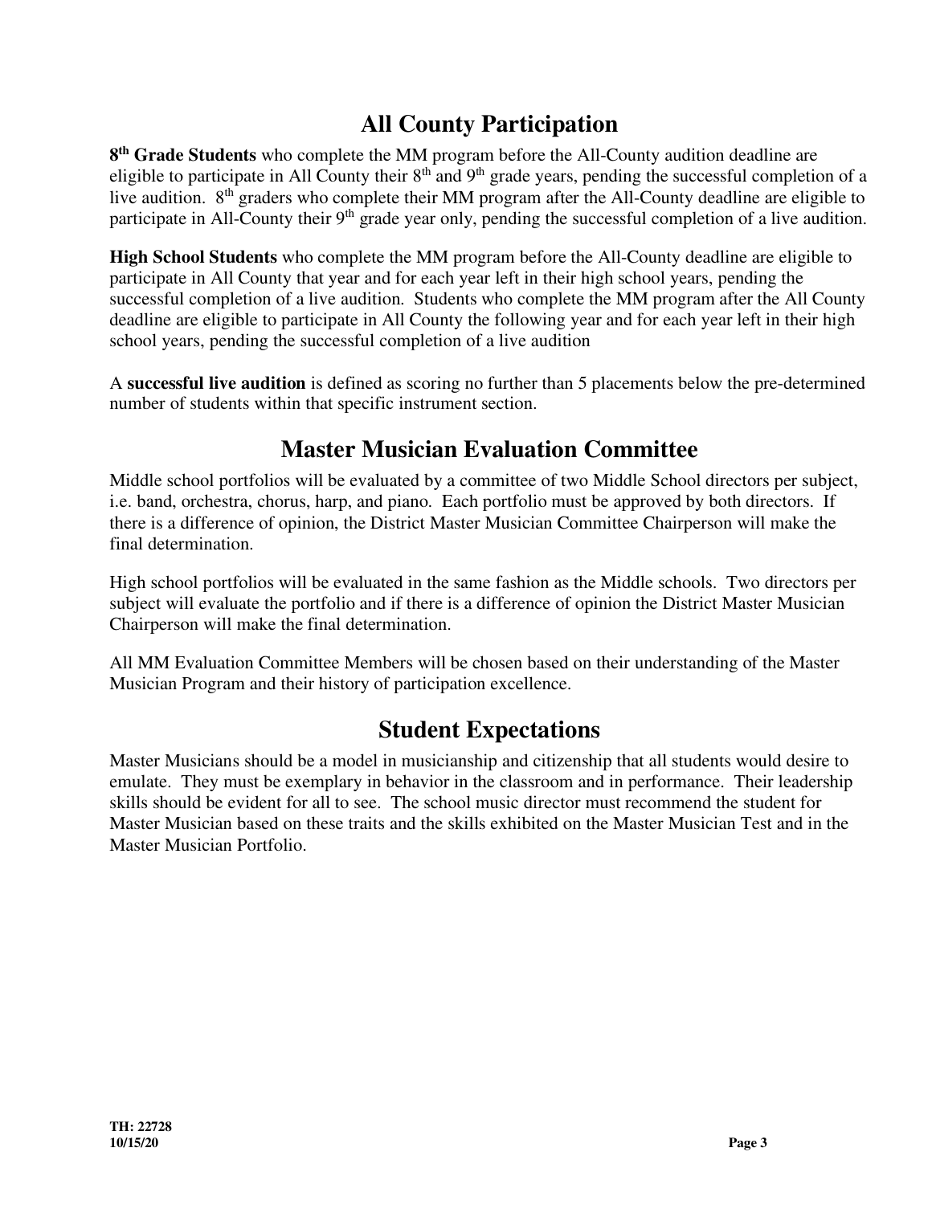## All County Participation

**8th Grade Students** who complete the MM program before the All-County audition deadline are eligible to participate in All County their 8th and 9th grade years, pending the successful completion of a live audition. 8th graders who complete their MM program after the All-County deadline are eligible to participate in All-County their 9th grade year only, pending the successful completion of a live audition.

**High School Students** who complete the MM program before the All-County deadline are eligible to participate in All County that year and for each year left in their high school years, pending the successful completion of a live audition. Students who complete the MM program after the All County deadline are eligible to participate in All County the following year and for each year left in their high school years, pending the successful completion of a live audition

A **successful live audition** is defined as scoring no further than 5 placements below the pre-determined number of students within that specific instrument section.

## Master Musician Evaluation Committee

Middle school portfolios will be evaluated by a committee of two Middle School directors per subject, i.e. band, orchestra, chorus, harp, and piano. Each portfolio must be approved by both directors. If there is a difference of opinion, the District Master Musician Committee Chairperson will make the final determination.

High school portfolios will be evaluated in the same fashion as the Middle schools. Two directors per subject will evaluate the portfolio and if there is a difference of opinion the District Master Musician Chairperson will make the final determination.

All MM Evaluation Committee Members will be chosen based on their understanding of the Master Musician Program and their history of participation excellence.

## Student Expectations

Master Musicians should be a model in musicianship and citizenship that all students would desire to emulate. They must be exemplary in behavior in the classroom and in performance. Their leadership skills should be evident for all to see. The school music director must recommend the student for Master Musician based on these traits and the skills exhibited on the Master Musician Test and in the Master Musician Portfolio.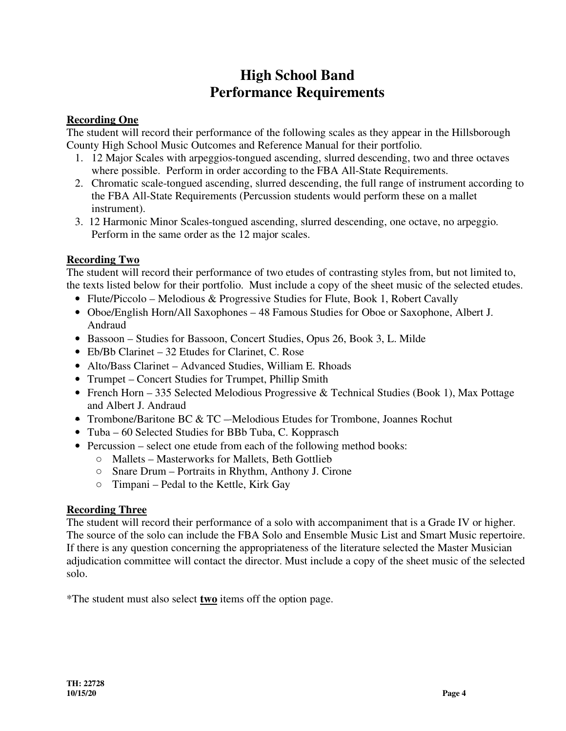# High School Band
# Performance Requirements

**Recording One**

The student will record their performance of the following scales as they appear in the Hillsborough County High School Music Outcomes and Reference Manual for their portfolio.

1. 12 Major Scales with arpeggios-tongued ascending, slurred descending, two and three octaves where possible. Perform in order according to the FBA All-State Requirements.
2. Chromatic scale-tongued ascending, slurred descending, the full range of instrument according to the FBA All-State Requirements (Percussion students would perform these on a mallet instrument).
3. 12 Harmonic Minor Scales-tongued ascending, slurred descending, one octave, no arpeggio. Perform in the same order as the 12 major scales.

**Recording Two**

The student will record their performance of two etudes of contrasting styles from, but not limited to, the texts listed below for their portfolio. Must include a copy of the sheet music of the selected etudes.

- Flute/Piccolo – Melodious & Progressive Studies for Flute, Book 1, Robert Cavally
- Oboe/English Horn/All Saxophones – 48 Famous Studies for Oboe or Saxophone, Albert J. Andraud
- Bassoon – Studies for Bassoon, Concert Studies, Opus 26, Book 3, L. Milde
- Eb/Bb Clarinet – 32 Etudes for Clarinet, C. Rose
- Alto/Bass Clarinet – Advanced Studies, William E. Rhoads
- Trumpet – Concert Studies for Trumpet, Phillip Smith
- French Horn – 335 Selected Melodious Progressive & Technical Studies (Book 1), Max Pottage and Albert J. Andraud
- Trombone/Baritone BC & TC –Melodious Etudes for Trombone, Joannes Rochut
- Tuba – 60 Selected Studies for BBb Tuba, C. Kopprasch
- Percussion – select one etude from each of the following method books:
  - Mallets – Masterworks for Mallets, Beth Gottlieb
  - Snare Drum – Portraits in Rhythm, Anthony J. Cirone
  - Timpani – Pedal to the Kettle, Kirk Gay

**Recording Three**

The student will record their performance of a solo with accompaniment that is a Grade IV or higher. The source of the solo can include the FBA Solo and Ensemble Music List and Smart Music repertoire. If there is any question concerning the appropriateness of the literature selected the Master Musician adjudication committee will contact the director. Must include a copy of the sheet music of the selected solo.

*The student must also select **two** items off the option page.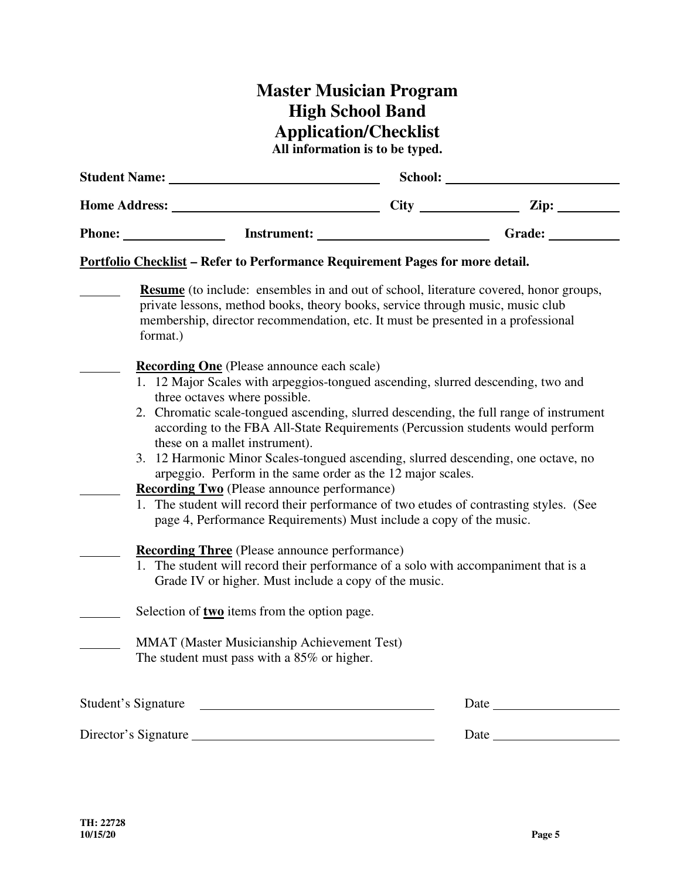# Master Musician Program
## High School Band
## Application/Checklist

**All information is to be typed.**

**Student Name:** ______________________ **School:** ______________________

**Home Address:** ______________________ **City** ______________ **Zip:** __________

**Phone:** ______________ **Instrument:** ______________________ **Grade:** __________

**<u>Portfolio Checklist</u> – Refer to Performance Requirement Pages for more detail.**

______ **<u>Resume</u>** (to include: ensembles in and out of school, literature covered, honor groups, private lessons, method books, theory books, service through music, music club membership, director recommendation, etc. It must be presented in a professional format.)

______ **<u>Recording One</u>** (Please announce each scale)

1. 12 Major Scales with arpeggios-tongued ascending, slurred descending, two and three octaves where possible.
2. Chromatic scale-tongued ascending, slurred descending, the full range of instrument according to the FBA All-State Requirements (Percussion students would perform these on a mallet instrument).
3. 12 Harmonic Minor Scales-tongued ascending, slurred descending, one octave, no arpeggio. Perform in the same order as the 12 major scales.

______ **<u>Recording Two</u>** (Please announce performance)

1. The student will record their performance of two etudes of contrasting styles. (See page 4, Performance Requirements) Must include a copy of the music.

______ **<u>Recording Three</u>** (Please announce performance)

1. The student will record their performance of a solo with accompaniment that is a Grade IV or higher. Must include a copy of the music.

______ Selection of **<u>two</u>** items from the option page.

______ MMAT (Master Musicianship Achievement Test)
The student must pass with a 85% or higher.

Student's Signature ______________________________ Date ______________

Director's Signature ______________________________ Date ______________

**TH: 22728**
**10/15/20**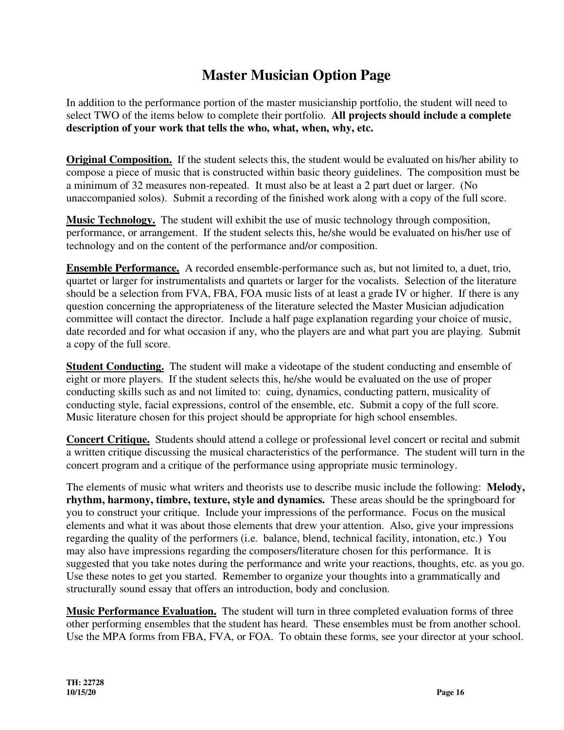# Master Musician Option Page

In addition to the performance portion of the master musicianship portfolio, the student will need to select TWO of the items below to complete their portfolio. **All projects should include a complete description of your work that tells the who, what, when, why, etc.**

**Original Composition.** If the student selects this, the student would be evaluated on his/her ability to compose a piece of music that is constructed within basic theory guidelines. The composition must be a minimum of 32 measures non-repeated. It must also be at least a 2 part duet or larger. (No unaccompanied solos). Submit a recording of the finished work along with a copy of the full score.

**Music Technology.** The student will exhibit the use of music technology through composition, performance, or arrangement. If the student selects this, he/she would be evaluated on his/her use of technology and on the content of the performance and/or composition.

**Ensemble Performance.** A recorded ensemble-performance such as, but not limited to, a duet, trio, quartet or larger for instrumentalists and quartets or larger for the vocalists. Selection of the literature should be a selection from FVA, FBA, FOA music lists of at least a grade IV or higher. If there is any question concerning the appropriateness of the literature selected the Master Musician adjudication committee will contact the director. Include a half page explanation regarding your choice of music, date recorded and for what occasion if any, who the players are and what part you are playing. Submit a copy of the full score.

**Student Conducting.** The student will make a videotape of the student conducting and ensemble of eight or more players. If the student selects this, he/she would be evaluated on the use of proper conducting skills such as and not limited to: cuing, dynamics, conducting pattern, musicality of conducting style, facial expressions, control of the ensemble, etc. Submit a copy of the full score. Music literature chosen for this project should be appropriate for high school ensembles.

**Concert Critique.** Students should attend a college or professional level concert or recital and submit a written critique discussing the musical characteristics of the performance. The student will turn in the concert program and a critique of the performance using appropriate music terminology.

The elements of music what writers and theorists use to describe music include the following: **Melody, rhythm, harmony, timbre, texture, style and dynamics.** These areas should be the springboard for you to construct your critique. Include your impressions of the performance. Focus on the musical elements and what it was about those elements that drew your attention. Also, give your impressions regarding the quality of the performers (i.e. balance, blend, technical facility, intonation, etc.) You may also have impressions regarding the composers/literature chosen for this performance. It is suggested that you take notes during the performance and write your reactions, thoughts, etc. as you go. Use these notes to get you started. Remember to organize your thoughts into a grammatically and structurally sound essay that offers an introduction, body and conclusion.

**Music Performance Evaluation.** The student will turn in three completed evaluation forms of three other performing ensembles that the student has heard. These ensembles must be from another school. Use the MPA forms from FBA, FVA, or FOA. To obtain these forms, see your director at your school.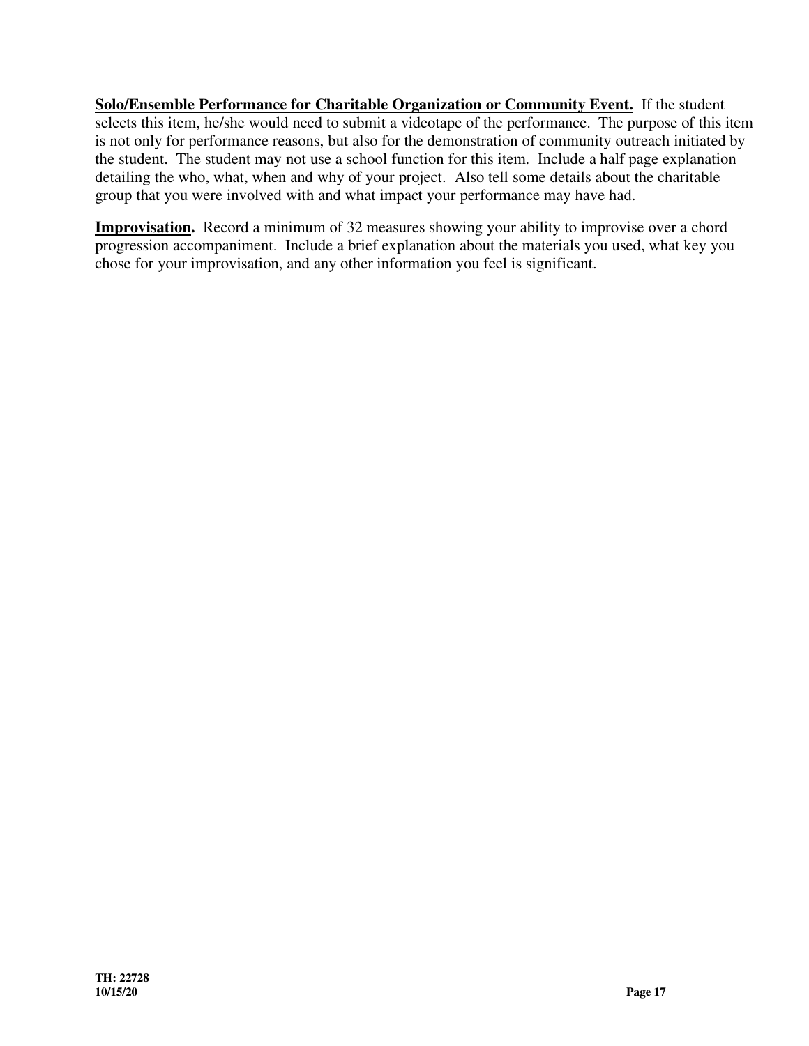**<u>Solo/Ensemble Performance for Charitable Organization or Community Event.</u>** If the student selects this item, he/she would need to submit a videotape of the performance. The purpose of this item is not only for performance reasons, but also for the demonstration of community outreach initiated by the student. The student may not use a school function for this item. Include a half page explanation detailing the who, what, when and why of your project. Also tell some details about the charitable group that you were involved with and what impact your performance may have had.

**<u>Improvisation</u>.** Record a minimum of 32 measures showing your ability to improvise over a chord progression accompaniment. Include a brief explanation about the materials you used, what key you chose for your improvisation, and any other information you feel is significant.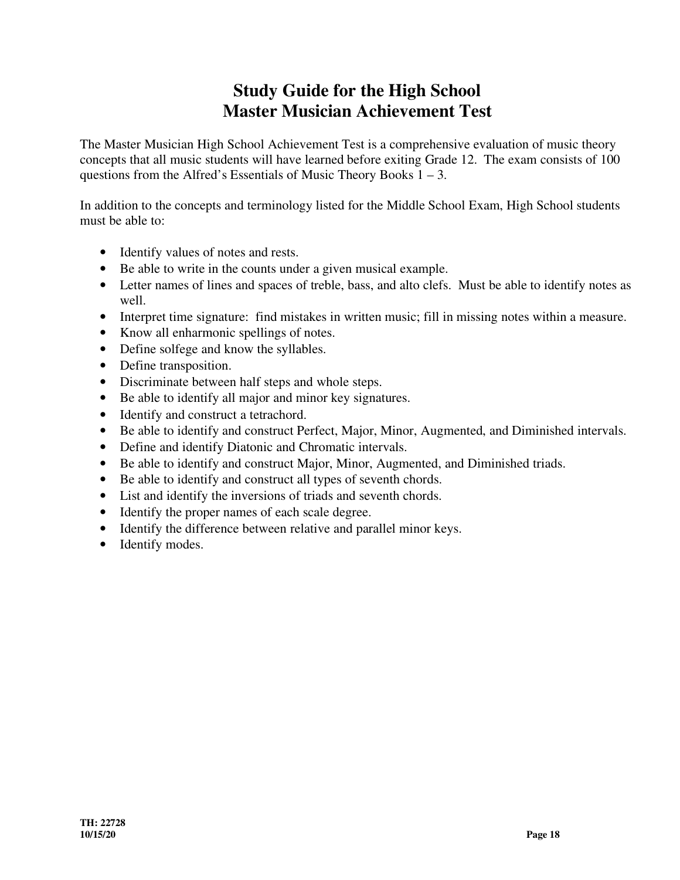# Study Guide for the High School Master Musician Achievement Test

The Master Musician High School Achievement Test is a comprehensive evaluation of music theory concepts that all music students will have learned before exiting Grade 12. The exam consists of 100 questions from the Alfred's Essentials of Music Theory Books 1 – 3.

In addition to the concepts and terminology listed for the Middle School Exam, High School students must be able to:

- Identify values of notes and rests.
- Be able to write in the counts under a given musical example.
- Letter names of lines and spaces of treble, bass, and alto clefs. Must be able to identify notes as well.
- Interpret time signature: find mistakes in written music; fill in missing notes within a measure.
- Know all enharmonic spellings of notes.
- Define solfege and know the syllables.
- Define transposition.
- Discriminate between half steps and whole steps.
- Be able to identify all major and minor key signatures.
- Identify and construct a tetrachord.
- Be able to identify and construct Perfect, Major, Minor, Augmented, and Diminished intervals.
- Define and identify Diatonic and Chromatic intervals.
- Be able to identify and construct Major, Minor, Augmented, and Diminished triads.
- Be able to identify and construct all types of seventh chords.
- List and identify the inversions of triads and seventh chords.
- Identify the proper names of each scale degree.
- Identify the difference between relative and parallel minor keys.
- Identify modes.

**TH: 22728**
**10/15/20**